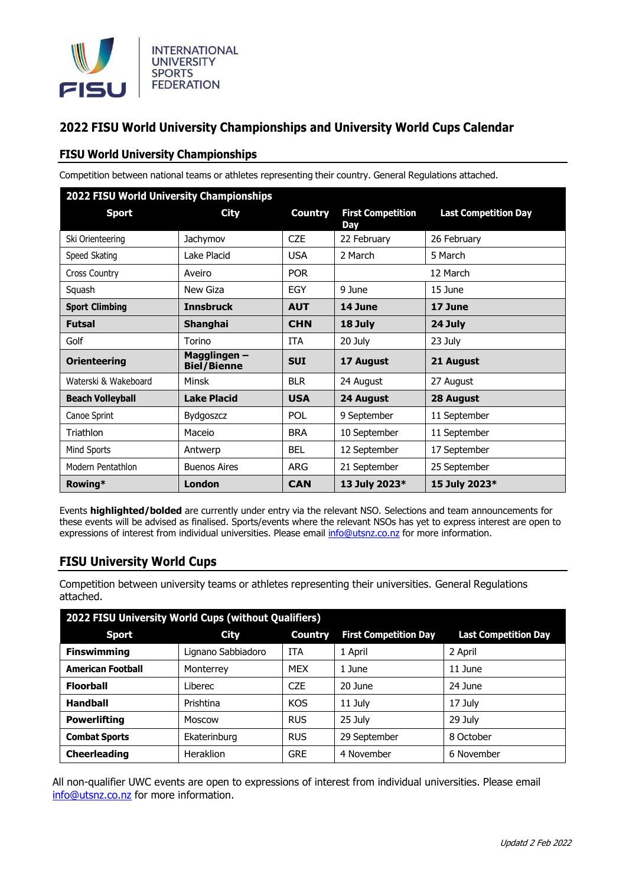INTERNATIONAL UNIVERSITY SPORTS FEDERATION

# 2022 FISU World University Championships and University World Cups Calendar

## FISU World University Championships

Competition between national teams or athletes representing their country. General Regulations attached.

| 2022 FISU World University Championships | | | | |
|---|---|---|---|---|
| **Sport** | **City** | **Country** | **First Competition Day** | **Last Competition Day** |
| Ski Orienteering | Jachymov | CZE | 22 February | 26 February |
| Speed Skating | Lake Placid | USA | 2 March | 5 March |
| Cross Country | Aveiro | POR | | 12 March |
| Squash | New Giza | EGY | 9 June | 15 June |
| **Sport Climbing** | **Innsbruck** | **AUT** | **14 June** | **17 June** |
| **Futsal** | **Shanghai** | **CHN** | **18 July** | **24 July** |
| Golf | Torino | ITA | 20 July | 23 July |
| **Orienteering** | **Magglingen – Biel/Bienne** | **SUI** | **17 August** | **21 August** |
| Waterski & Wakeboard | Minsk | BLR | 24 August | 27 August |
| **Beach Volleyball** | **Lake Placid** | **USA** | **24 August** | **28 August** |
| Canoe Sprint | Bydgoszcz | POL | 9 September | 11 September |
| Triathlon | Maceio | BRA | 10 September | 11 September |
| Mind Sports | Antwerp | BEL | 12 September | 17 September |
| Modern Pentathlon | Buenos Aires | ARG | 21 September | 25 September |
| **Rowing*** | **London** | **CAN** | **13 July 2023*** | **15 July 2023*** |

Events **highlighted/bolded** are currently under entry via the relevant NSO. Selections and team announcements for these events will be advised as finalised. Sports/events where the relevant NSOs has yet to express interest are open to expressions of interest from individual universities. Please email info@utsnz.co.nz for more information.

## FISU University World Cups

Competition between university teams or athletes representing their universities. General Regulations attached.

| 2022 FISU University World Cups (without Qualifiers) | | | | |
|---|---|---|---|---|
| **Sport** | **City** | **Country** | **First Competition Day** | **Last Competition Day** |
| **Finswimming** | Lignano Sabbiadoro | ITA | 1 April | 2 April |
| **American Football** | Monterrey | MEX | 1 June | 11 June |
| **Floorball** | Liberec | CZE | 20 June | 24 June |
| **Handball** | Prishtina | KOS | 11 July | 17 July |
| **Powerlifting** | Moscow | RUS | 25 July | 29 July |
| **Combat Sports** | Ekaterinburg | RUS | 29 September | 8 October |
| **Cheerleading** | Heraklion | GRE | 4 November | 6 November |

All non-qualifier UWC events are open to expressions of interest from individual universities. Please email info@utsnz.co.nz for more information.

*Updatd 2 Feb 2022*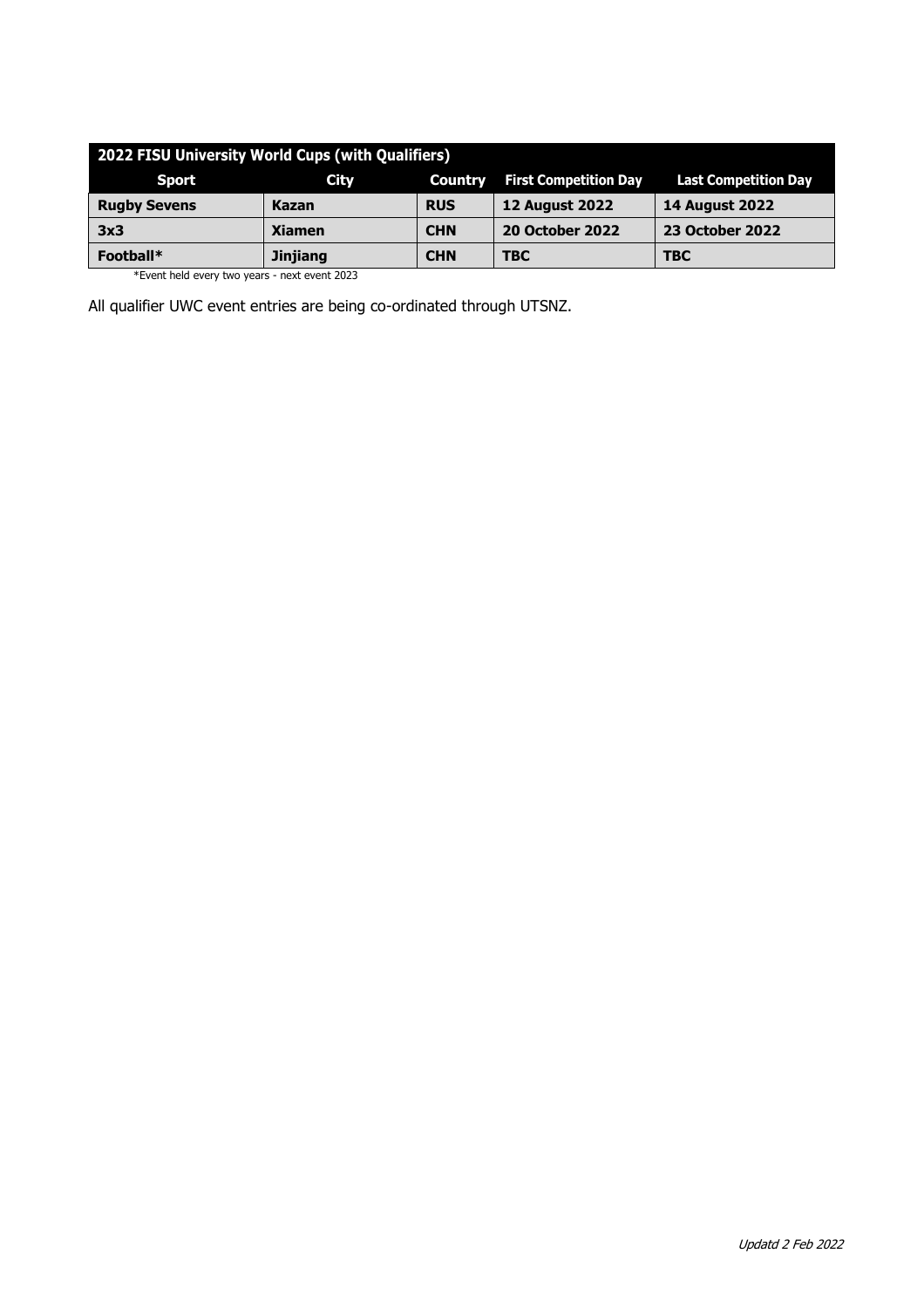| 2022 FISU University World Cups (with Qualifiers) | | | | |
|---|---|---|---|---|
| **Sport** | **City** | **Country** | **First Competition Day** | **Last Competition Day** |
| **Rugby Sevens** | **Kazan** | **RUS** | **12 August 2022** | **14 August 2022** |
| **3x3** | **Xiamen** | **CHN** | **20 October 2022** | **23 October 2022** |
| **Football*** | **Jinjiang** | **CHN** | **TBC** | **TBC** |

*Event held every two years - next event 2023

All qualifier UWC event entries are being co-ordinated through UTSNZ.

*Updatd 2 Feb 2022*